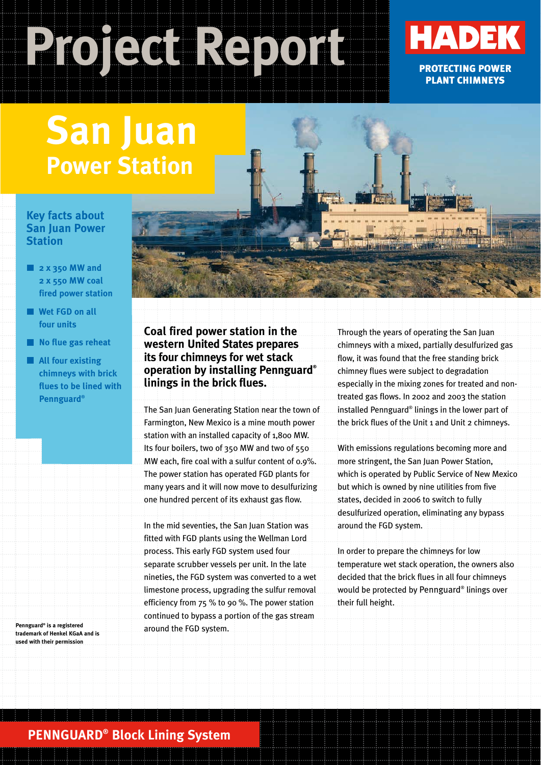# Project Report

**HADEK**

**PROTECTING POWER PLANT CHIMNEYS**

# San Juan
## Power Station

### Key facts about San Juan Power Station

- 2 x 350 MW and 2 x 550 MW coal fired power station
- Wet FGD on all four units
- No flue gas reheat
- All four existing chimneys with brick flues to be lined with Pennguard®

**Coal fired power station in the western United States prepares its four chimneys for wet stack operation by installing Pennguard® linings in the brick flues.**

The San Juan Generating Station near the town of Farmington, New Mexico is a mine mouth power station with an installed capacity of 1,800 MW. Its four boilers, two of 350 MW and two of 550 MW each, fire coal with a sulfur content of 0.9%. The power station has operated FGD plants for many years and it will now move to desulfurizing one hundred percent of its exhaust gas flow.

In the mid seventies, the San Juan Station was fitted with FGD plants using the Wellman Lord process. This early FGD system used four separate scrubber vessels per unit. In the late nineties, the FGD system was converted to a wet limestone process, upgrading the sulfur removal efficiency from 75 % to 90 %. The power station continued to bypass a portion of the gas stream around the FGD system.

Through the years of operating the San Juan chimneys with a mixed, partially desulfurized gas flow, it was found that the free standing brick chimney flues were subject to degradation especially in the mixing zones for treated and non-treated gas flows. In 2002 and 2003 the station installed Pennguard® linings in the lower part of the brick flues of the Unit 1 and Unit 2 chimneys.

With emissions regulations becoming more and more stringent, the San Juan Power Station, which is operated by Public Service of New Mexico but which is owned by nine utilities from five states, decided in 2006 to switch to fully desulfurized operation, eliminating any bypass around the FGD system.

In order to prepare the chimneys for low temperature wet stack operation, the owners also decided that the brick flues in all four chimneys would be protected by Pennguard® linings over their full height.

**Pennguard® is a registered trademark of Henkel KGaA and is used with their permission**

**PENNGUARD® Block Lining System**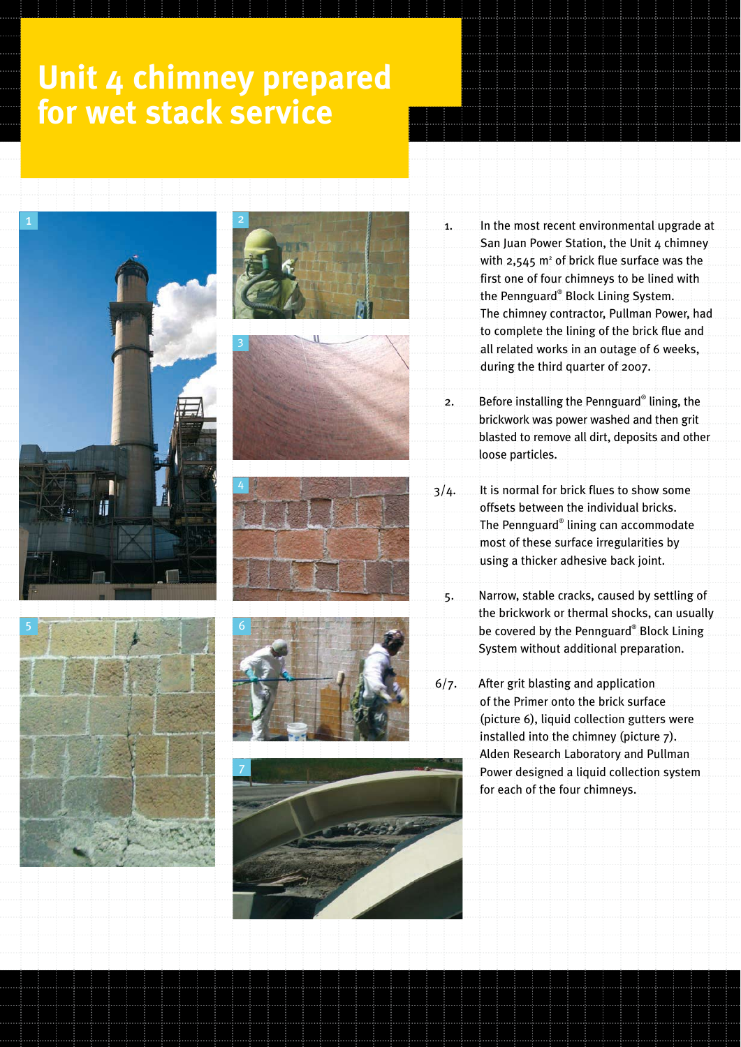# Unit 4 chimney prepared for wet stack service

1. In the most recent environmental upgrade at San Juan Power Station, the Unit 4 chimney with 2,545 $m^2$ of brick flue surface was the first one of four chimneys to be lined with the Pennguard® Block Lining System. The chimney contractor, Pullman Power, had to complete the lining of the brick flue and all related works in an outage of 6 weeks, during the third quarter of 2007.

2. Before installing the Pennguard® lining, the brickwork was power washed and then grit blasted to remove all dirt, deposits and other loose particles.

3/4. It is normal for brick flues to show some offsets between the individual bricks. The Pennguard® lining can accommodate most of these surface irregularities by using a thicker adhesive back joint.

5. Narrow, stable cracks, caused by settling of the brickwork or thermal shocks, can usually be covered by the Pennguard® Block Lining System without additional preparation.

6/7. After grit blasting and application of the Primer onto the brick surface (picture 6), liquid collection gutters were installed into the chimney (picture 7). Alden Research Laboratory and Pullman Power designed a liquid collection system for each of the four chimneys.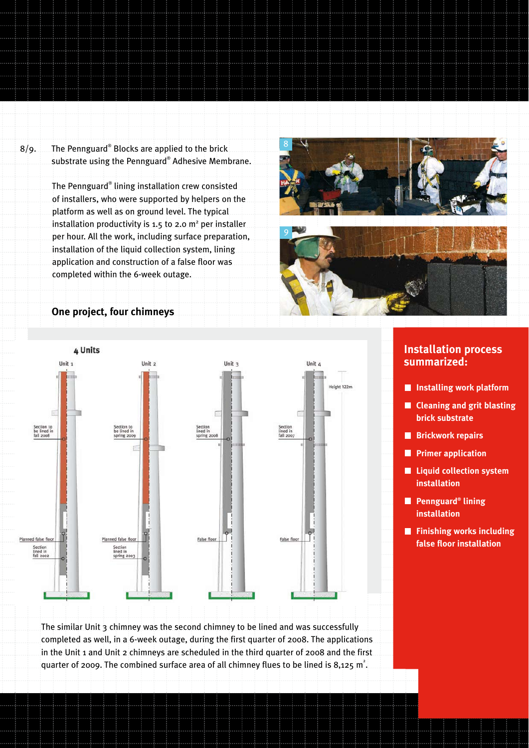8/9. The Pennguard® Blocks are applied to the brick substrate using the Pennguard® Adhesive Membrane.

The Pennguard® lining installation crew consisted of installers, who were supported by helpers on the platform as well as on ground level. The typical installation productivity is 1.5 to 2.0 m² per installer per hour. All the work, including surface preparation, installation of the liquid collection system, lining application and construction of a false floor was completed within the 6-week outage.

## One project, four chimneys

4 Units

Unit 1: Section to be lined in fall 2008; Planned false floor; Section lined in fall 2002

Unit 2: Section to be lined in spring 2009; Planned false floor; Section lined in spring 2003

Unit 3: Section lined in spring 2008; False floor

Unit 4: Section lined in fall 2007; False floor; Height 122m

The similar Unit 3 chimney was the second chimney to be lined and was successfully completed as well, in a 6-week outage, during the first quarter of 2008. The applications in the Unit 1 and Unit 2 chimneys are scheduled in the third quarter of 2008 and the first quarter of 2009. The combined surface area of all chimney flues to be lined is 8,125 m².

## Installation process summarized:

- Installing work platform
- Cleaning and grit blasting brick substrate
- Brickwork repairs
- Primer application
- Liquid collection system installation
- Pennguard® lining installation
- Finishing works including false floor installation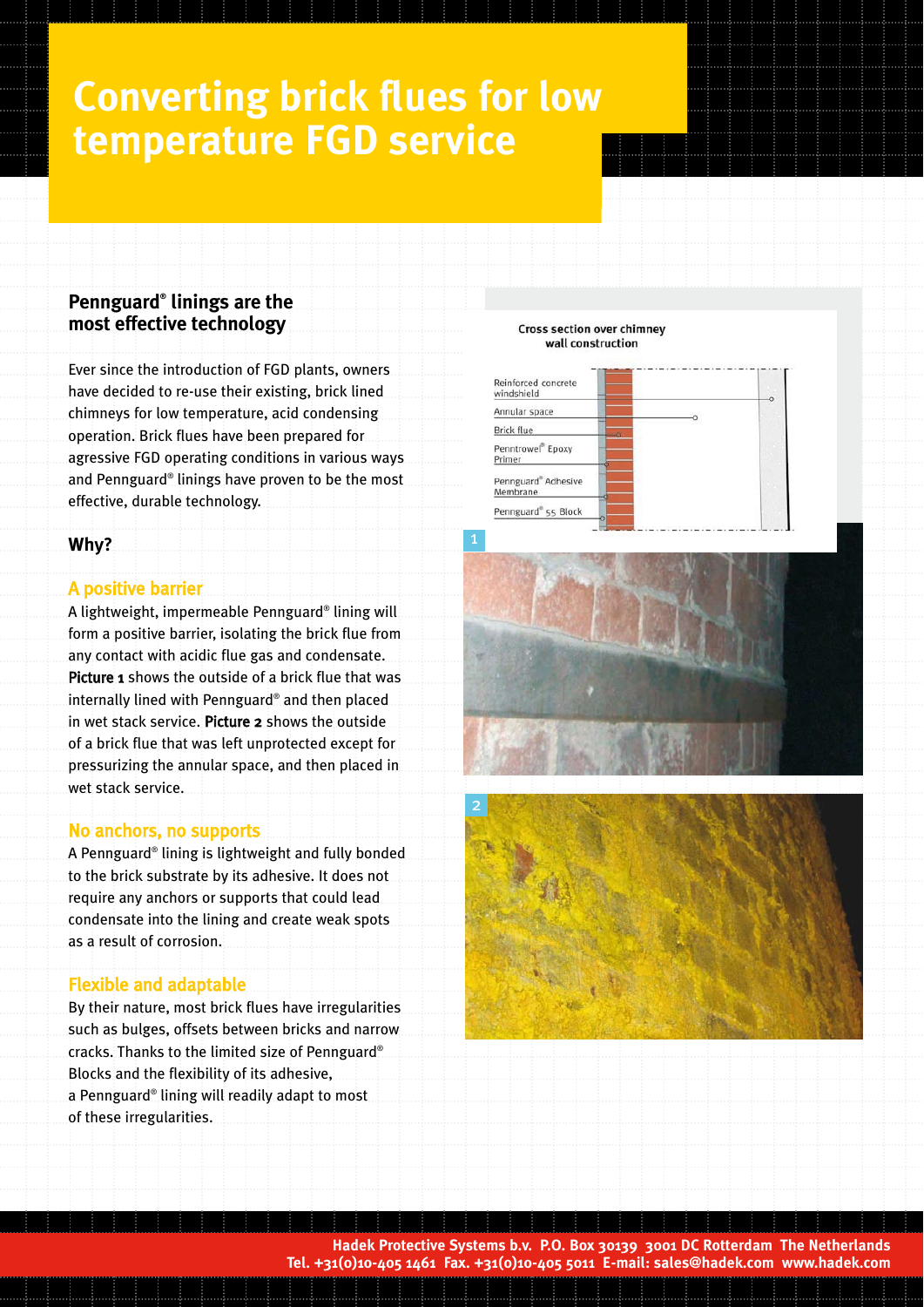# Converting brick flues for low temperature FGD service

## Pennguard® linings are the most effective technology

Ever since the introduction of FGD plants, owners have decided to re-use their existing, brick lined chimneys for low temperature, acid condensing operation. Brick flues have been prepared for agressive FGD operating conditions in various ways and Pennguard® linings have proven to be the most effective, durable technology.

## Why?

### A positive barrier

A lightweight, impermeable Pennguard® lining will form a positive barrier, isolating the brick flue from any contact with acidic flue gas and condensate. **Picture 1** shows the outside of a brick flue that was internally lined with Pennguard® and then placed in wet stack service. **Picture 2** shows the outside of a brick flue that was left unprotected except for pressurizing the annular space, and then placed in wet stack service.

### No anchors, no supports

A Pennguard® lining is lightweight and fully bonded to the brick substrate by its adhesive. It does not require any anchors or supports that could lead condensate into the lining and create weak spots as a result of corrosion.

### Flexible and adaptable

By their nature, most brick flues have irregularities such as bulges, offsets between bricks and narrow cracks. Thanks to the limited size of Pennguard® Blocks and the flexibility of its adhesive, a Pennguard® lining will readily adapt to most of these irregularities.

Cross section over chimney wall construction

Reinforced concrete windshield

Annular space

Brick flue

Penntrowel® Epoxy Primer

Pennguard® Adhesive Membrane

Pennguard® 55 Block

1

2

Hadek Protective Systems b.v. P.O. Box 30139 3001 DC Rotterdam The Netherlands
Tel. +31(0)10-405 1461 Fax. +31(0)10-405 5011 E-mail: sales@hadek.com www.hadek.com